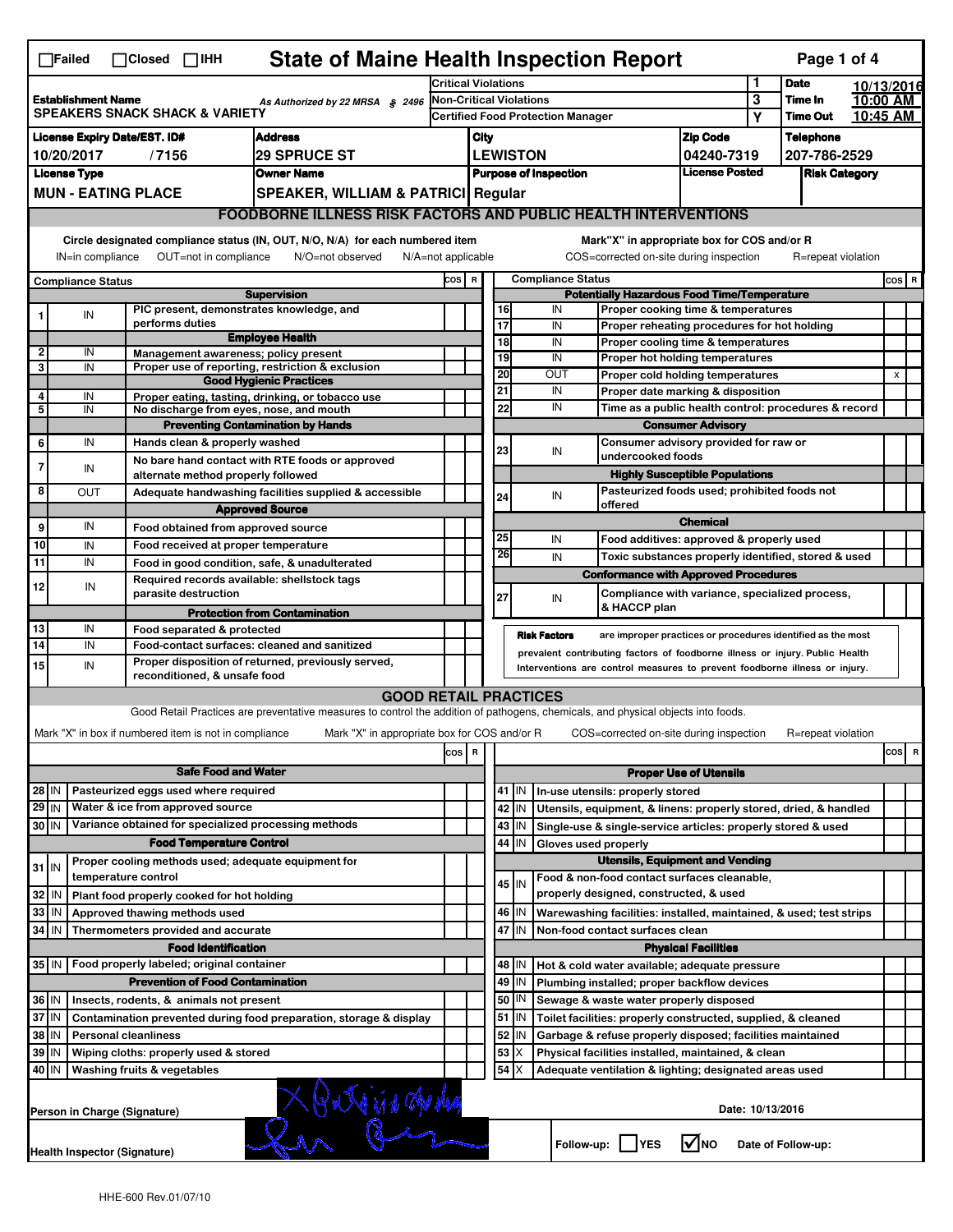☐Failed ☐Closed ☐IHH

# State of Maine Health Inspection Report

| Establishment Name | As Authorized by 22 MRSA § 2496 | Critical Violations | 1 | Date | 10/13/2016 |
|---|---|---|---|---|---|
| SPEAKERS SNACK SHACK & VARIETY | | Non-Critical Violations | 3 | Time In | 10:00 AM |
| | | Certified Food Protection Manager | Y | Time Out | 10:45 AM |

| License Expiry Date/EST. ID# | Address | City | Zip Code | Telephone |
|---|---|---|---|---|
| 10/20/2017 / 7156 | 29 SPRUCE ST | LEWISTON | 04240-7319 | 207-786-2529 |

| License Type | Owner Name | Purpose of Inspection | License Posted | Risk Category |
|---|---|---|---|---|
| MUN - EATING PLACE | SPEAKER, WILLIAM & PATRICI | Regular | | |

## FOODBORNE ILLNESS RISK FACTORS AND PUBLIC HEALTH INTERVENTIONS

Circle designated compliance status (IN, OUT, N/O, N/A) for each numbered item — IN=in compliance, OUT=not in compliance, N/O=not observed, N/A=not applicable

Mark "X" in appropriate box for COS and/or R — COS=corrected on-site during inspection, R=repeat violation

| # | Compliance Status | Item | COS | R |
|---|---|---|---|---|
| | | **Supervision** | | |
| 1 | IN | PIC present, demonstrates knowledge, and performs duties | | |
| | | **Employee Health** | | |
| 2 | IN | Management awareness; policy present | | |
| 3 | IN | Proper use of reporting, restriction & exclusion | | |
| | | **Good Hygienic Practices** | | |
| 4 | IN | Proper eating, tasting, drinking, or tobacco use | | |
| 5 | IN | No discharge from eyes, nose, and mouth | | |
| | | **Preventing Contamination by Hands** | | |
| 6 | IN | Hands clean & properly washed | | |
| 7 | IN | No bare hand contact with RTE foods or approved alternate method properly followed | | |
| 8 | OUT | Adequate handwashing facilities supplied & accessible | | |
| | | **Approved Source** | | |
| 9 | IN | Food obtained from approved source | | |
| 10 | IN | Food received at proper temperature | | |
| 11 | IN | Food in good condition, safe, & unadulterated | | |
| 12 | IN | Required records available: shellstock tags parasite destruction | | |
| | | **Protection from Contamination** | | |
| 13 | IN | Food separated & protected | | |
| 14 | IN | Food-contact surfaces: cleaned and sanitized | | |
| 15 | IN | Proper disposition of returned, previously served, reconditioned, & unsafe food | | |
| | | **Potentially Hazardous Food Time/Temperature** | | |
| 16 | IN | Proper cooking time & temperatures | | |
| 17 | IN | Proper reheating procedures for hot holding | | |
| 18 | IN | Proper cooling time & temperatures | | |
| 19 | IN | Proper hot holding temperatures | | |
| 20 | OUT | Proper cold holding temperatures | | X |
| 21 | IN | Proper date marking & disposition | | |
| 22 | IN | Time as a public health control: procedures & record | | |
| | | **Consumer Advisory** | | |
| 23 | IN | Consumer advisory provided for raw or undercooked foods | | |
| | | **Highly Susceptible Populations** | | |
| 24 | IN | Pasteurized foods used; prohibited foods not offered | | |
| | | **Chemical** | | |
| 25 | IN | Food additives: approved & properly used | | |
| 26 | IN | Toxic substances properly identified, stored & used | | |
| | | **Conformance with Approved Procedures** | | |
| 27 | IN | Compliance with variance, specialized process, & HACCP plan | | |

**Risk Factors** are improper practices or procedures identified as the most prevalent contributing factors of foodborne illness or injury. Public Health Interventions are control measures to prevent foodborne illness or injury.

## GOOD RETAIL PRACTICES

Good Retail Practices are preventative measures to control the addition of pathogens, chemicals, and physical objects into foods.

Mark "X" in box if numbered item is not in compliance — Mark "X" in appropriate box for COS and/or R — COS=corrected on-site during inspection — R=repeat violation

| # | Status | Item | COS | R |
|---|---|---|---|---|
| | | **Safe Food and Water** | | |
| 28 | IN | Pasteurized eggs used where required | | |
| 29 | IN | Water & ice from approved source | | |
| 30 | IN | Variance obtained for specialized processing methods | | |
| | | **Food Temperature Control** | | |
| 31 | IN | Proper cooling methods used; adequate equipment for temperature control | | |
| 32 | IN | Plant food properly cooked for hot holding | | |
| 33 | IN | Approved thawing methods used | | |
| 34 | IN | Thermometers provided and accurate | | |
| | | **Food Identification** | | |
| 35 | IN | Food properly labeled; original container | | |
| | | **Prevention of Food Contamination** | | |
| 36 | IN | Insects, rodents, & animals not present | | |
| 37 | IN | Contamination prevented during food preparation, storage & display | | |
| 38 | IN | Personal cleanliness | | |
| 39 | IN | Wiping cloths: properly used & stored | | |
| 40 | IN | Washing fruits & vegetables | | |
| | | **Proper Use of Utensils** | | |
| 41 | IN | In-use utensils: properly stored | | |
| 42 | IN | Utensils, equipment, & linens: properly stored, dried, & handled | | |
| 43 | IN | Single-use & single-service articles: properly stored & used | | |
| 44 | IN | Gloves used properly | | |
| | | **Utensils, Equipment and Vending** | | |
| 45 | IN | Food & non-food contact surfaces cleanable, properly designed, constructed, & used | | |
| 46 | IN | Warewashing facilities: installed, maintained, & used; test strips | | |
| 47 | IN | Non-food contact surfaces clean | | |
| | | **Physical Facilities** | | |
| 48 | IN | Hot & cold water available; adequate pressure | | |
| 49 | IN | Plumbing installed; proper backflow devices | | |
| 50 | IN | Sewage & waste water properly disposed | | |
| 51 | IN | Toilet facilities: properly constructed, supplied, & cleaned | | |
| 52 | IN | Garbage & refuse properly disposed; facilities maintained | | |
| 53 | X | Physical facilities installed, maintained, & clean | | |
| 54 | X | Adequate ventilation & lighting; designated areas used | | |

Person in Charge (Signature): [signature]

Date: 10/13/2016

Health Inspector (Signature): [signature]

Follow-up: ☐ YES ☑ NO — Date of Follow-up:

HHE-600 Rev.01/07/10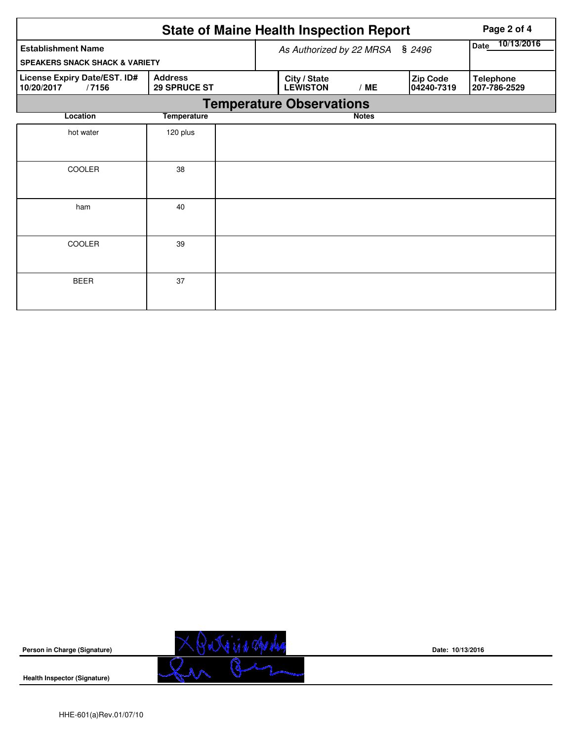# State of Maine Health Inspection Report

| Establishment Name | As Authorized by 22 MRSA § 2496 | | | Date 10/13/2016 |
| --- | --- | --- | --- | --- |
| SPEAKERS SNACK SHACK & VARIETY | | | | |
| **License Expiry Date/EST. ID#** 10/20/2017 / 7156 | **Address** 29 SPRUCE ST | **City / State** LEWISTON / ME | **Zip Code** 04240-7319 | **Telephone** 207-786-2529 |

## Temperature Observations

| Location | Temperature | Notes |
| --- | --- | --- |
| hot water | 120 plus | |
| COOLER | 38 | |
| ham | 40 | |
| COOLER | 39 | |
| BEER | 37 | |

**Person in Charge (Signature)** Date: 10/13/2016

**Health Inspector (Signature)**

HHE-601(a)Rev.01/07/10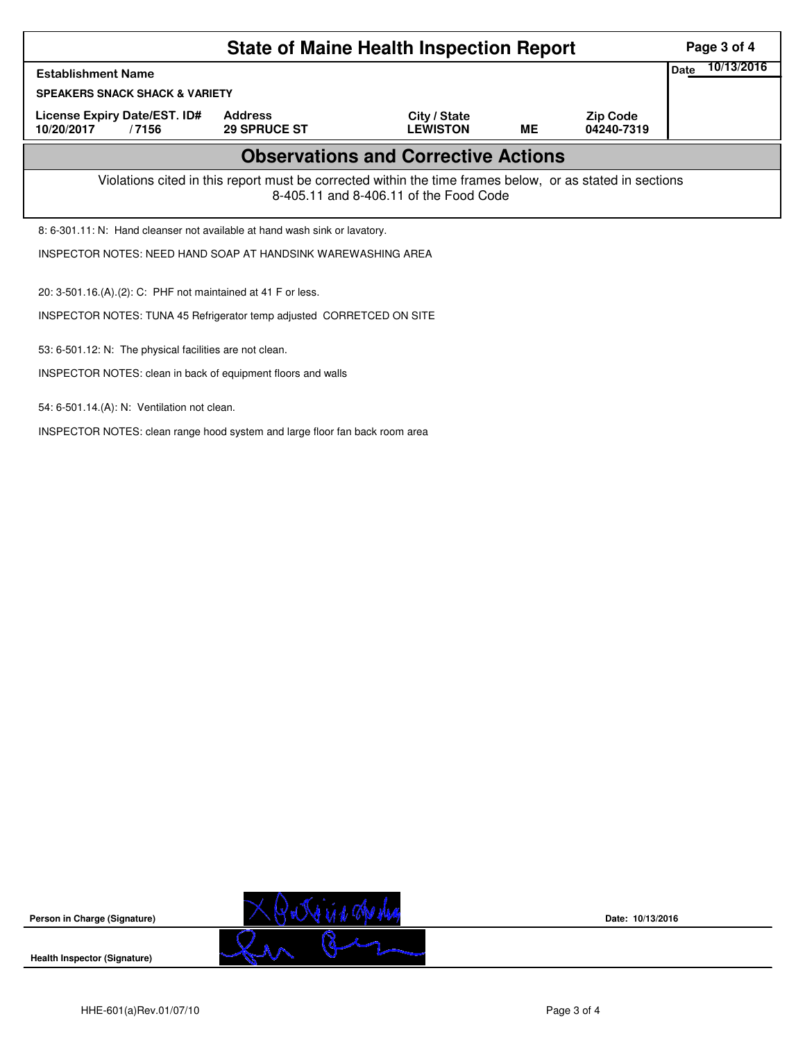# State of Maine Health Inspection Report

| Establishment Name | | | | | Date 10/13/2016 |
|---|---|---|---|---|---|
| SPEAKERS SNACK SHACK & VARIETY | | | | | |
| License Expiry Date/EST. ID# | Address | City / State | | Zip Code | |
| 10/20/2017 / 7156 | 29 SPRUCE ST | LEWISTON | ME | 04240-7319 | |

## Observations and Corrective Actions

Violations cited in this report must be corrected within the time frames below, or as stated in sections 8-405.11 and 8-406.11 of the Food Code

8: 6-301.11: N: Hand cleanser not available at hand wash sink or lavatory.

INSPECTOR NOTES: NEED HAND SOAP AT HANDSINK WAREWASHING AREA

20: 3-501.16.(A).(2): C: PHF not maintained at 41 F or less.

INSPECTOR NOTES: TUNA 45 Refrigerator temp adjusted CORRETCED ON SITE

53: 6-501.12: N: The physical facilities are not clean.

INSPECTOR NOTES: clean in back of equipment floors and walls

54: 6-501.14.(A): N: Ventilation not clean.

INSPECTOR NOTES: clean range hood system and large floor fan back room area

Person in Charge (Signature)

Date: 10/13/2016

Health Inspector (Signature)

HHE-601(a)Rev.01/07/10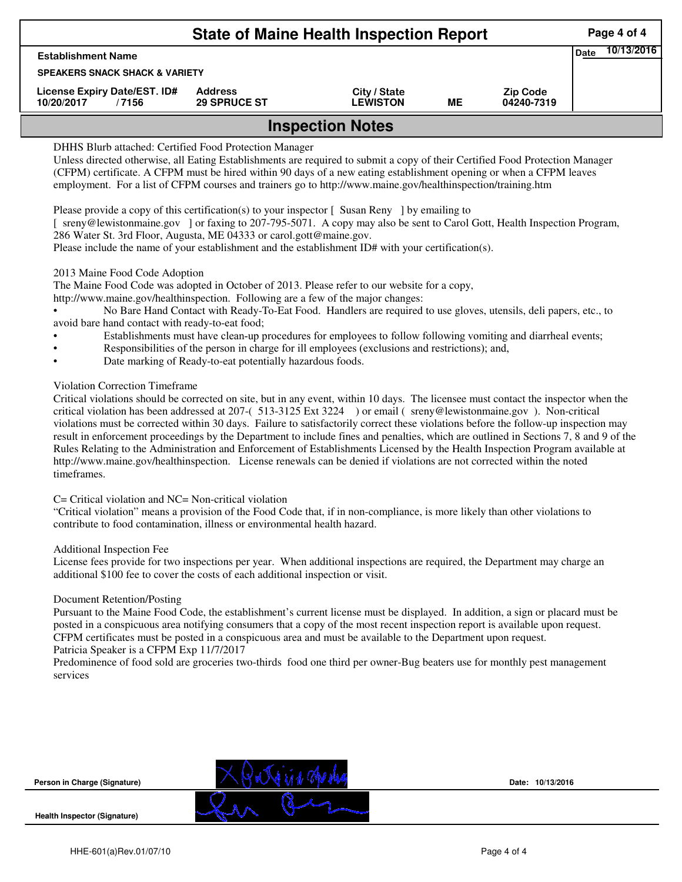# State of Maine Health Inspection Report

| Establishment Name | | | | | Date 10/13/2016 |
|---|---|---|---|---|---|
| SPEAKERS SNACK SHACK & VARIETY | | | | | |
| License Expiry Date/EST. ID# | Address | City / State | | Zip Code | |
| 10/20/2017 / 7156 | 29 SPRUCE ST | LEWISTON | ME | 04240-7319 | |

## Inspection Notes

DHHS Blurb attached: Certified Food Protection Manager

Unless directed otherwise, all Eating Establishments are required to submit a copy of their Certified Food Protection Manager (CFPM) certificate. A CFPM must be hired within 90 days of a new eating establishment opening or when a CFPM leaves employment. For a list of CFPM courses and trainers go to http://www.maine.gov/healthinspection/training.htm

Please provide a copy of this certification(s) to your inspector [ Susan Reny ] by emailing to [ sreny@lewistonmaine.gov ] or faxing to 207-795-5071. A copy may also be sent to Carol Gott, Health Inspection Program, 286 Water St. 3rd Floor, Augusta, ME 04333 or carol.gott@maine.gov.

Please include the name of your establishment and the establishment ID# with your certification(s).

2013 Maine Food Code Adoption

The Maine Food Code was adopted in October of 2013. Please refer to our website for a copy, http://www.maine.gov/healthinspection. Following are a few of the major changes:

- No Bare Hand Contact with Ready-To-Eat Food. Handlers are required to use gloves, utensils, deli papers, etc., to avoid bare hand contact with ready-to-eat food;
- Establishments must have clean-up procedures for employees to follow following vomiting and diarrheal events;
- Responsibilities of the person in charge for ill employees (exclusions and restrictions); and,
- Date marking of Ready-to-eat potentially hazardous foods.

Violation Correction Timeframe

Critical violations should be corrected on site, but in any event, within 10 days. The licensee must contact the inspector when the critical violation has been addressed at 207-( 513-3125 Ext 3224 ) or email ( sreny@lewistonmaine.gov ). Non-critical violations must be corrected within 30 days. Failure to satisfactorily correct these violations before the follow-up inspection may result in enforcement proceedings by the Department to include fines and penalties, which are outlined in Sections 7, 8 and 9 of the Rules Relating to the Administration and Enforcement of Establishments Licensed by the Health Inspection Program available at http://www.maine.gov/healthinspection. License renewals can be denied if violations are not corrected within the noted timeframes.

C= Critical violation and NC= Non-critical violation

"Critical violation" means a provision of the Food Code that, if in non-compliance, is more likely than other violations to contribute to food contamination, illness or environmental health hazard.

Additional Inspection Fee

License fees provide for two inspections per year. When additional inspections are required, the Department may charge an additional $100 fee to cover the costs of each additional inspection or visit.

Document Retention/Posting

Pursuant to the Maine Food Code, the establishment's current license must be displayed. In addition, a sign or placard must be posted in a conspicuous area notifying consumers that a copy of the most recent inspection report is available upon request. CFPM certificates must be posted in a conspicuous area and must be available to the Department upon request.

Patricia Speaker is a CFPM Exp 11/7/2017

Predominence of food sold are groceries two-thirds food one third per owner-Bug beaters use for monthly pest management services

Person in Charge (Signature) — Date: 10/13/2016

Health Inspector (Signature)

HHE-601(a)Rev.01/07/10